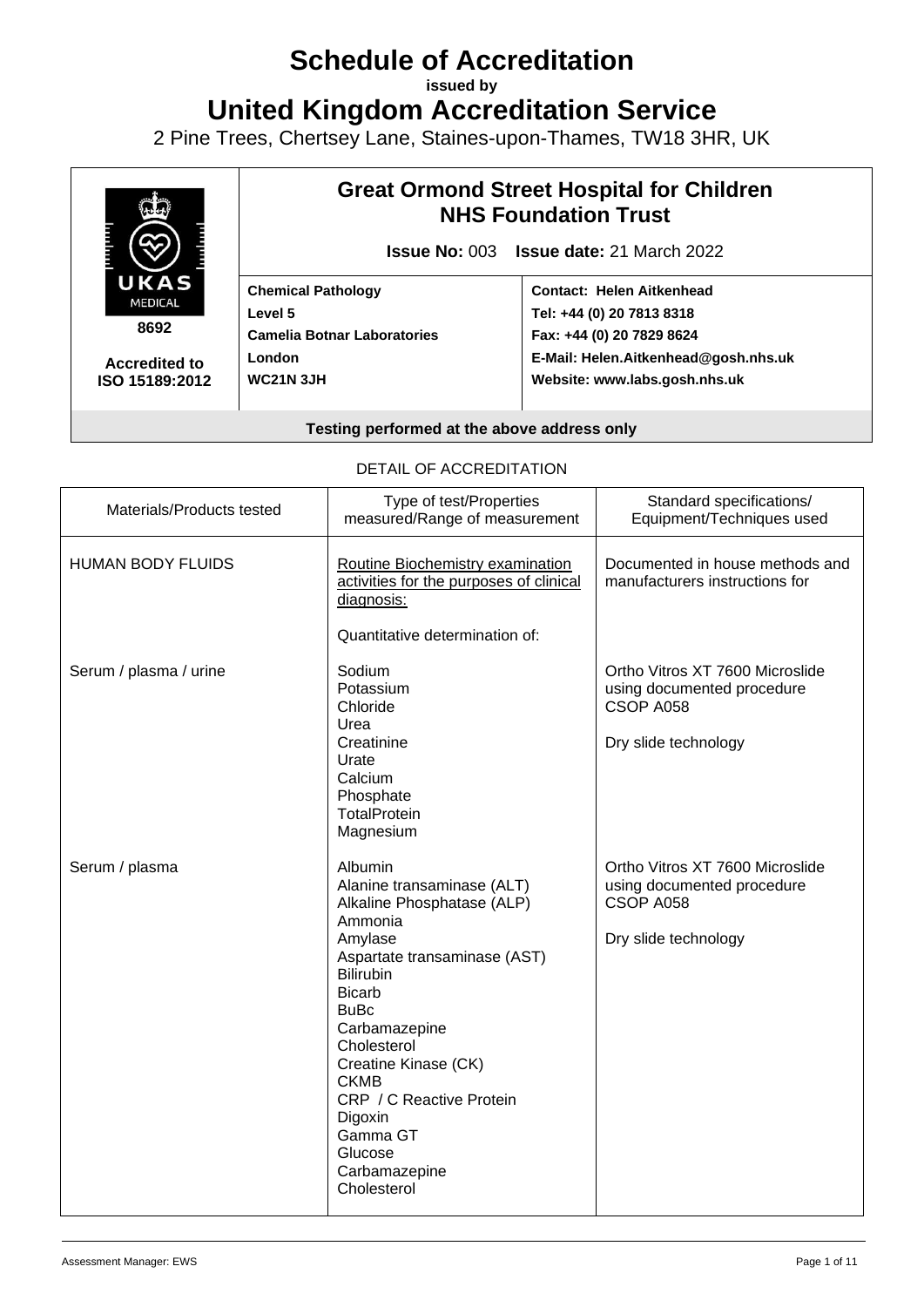# Schedule of Accreditation

**issued by**

# United Kingdom Accreditation Service

2 Pine Trees, Chertsey Lane, Staines-upon-Thames, TW18 3HR, UK

| UKAS MEDICAL 8692 Accredited to ISO 15189:2012 | **Great Ormond Street Hospital for Children NHS Foundation Trust** | |
|---|---|---|
| | **Issue No:** 003 **Issue date:** 21 March 2022 | |
| | **Chemical Pathology**<br>**Level 5**<br>**Camelia Botnar Laboratories**<br>**London**<br>**WC21N 3JH** | **Contact: Helen Aitkenhead**<br>**Tel: +44 (0) 20 7813 8318**<br>**Fax: +44 (0) 20 7829 8624**<br>**E-Mail: Helen.Aitkenhead@gosh.nhs.uk**<br>**Website: www.labs.gosh.nhs.uk** |

**Testing performed at the above address only**

DETAIL OF ACCREDITATION

| Materials/Products tested | Type of test/Properties measured/Range of measurement | Standard specifications/ Equipment/Techniques used |
|---|---|---|
| HUMAN BODY FLUIDS | Routine Biochemistry examination activities for the purposes of clinical diagnosis:<br><br>Quantitative determination of: | Documented in house methods and manufacturers instructions for |
| Serum / plasma / urine | Sodium<br>Potassium<br>Chloride<br>Urea<br>Creatinine<br>Urate<br>Calcium<br>Phosphate<br>TotalProtein<br>Magnesium | Ortho Vitros XT 7600 Microslide using documented procedure CSOP A058<br><br>Dry slide technology |
| Serum / plasma | Albumin<br>Alanine transaminase (ALT)<br>Alkaline Phosphatase (ALP)<br>Ammonia<br>Amylase<br>Aspartate transaminase (AST)<br>Bilirubin<br>Bicarb<br>BuBc<br>Carbamazepine<br>Cholesterol<br>Creatine Kinase (CK)<br>CKMB<br>CRP / C Reactive Protein<br>Digoxin<br>Gamma GT<br>Glucose<br>Carbamazepine<br>Cholesterol | Ortho Vitros XT 7600 Microslide using documented procedure CSOP A058<br><br>Dry slide technology |

Assessment Manager: EWS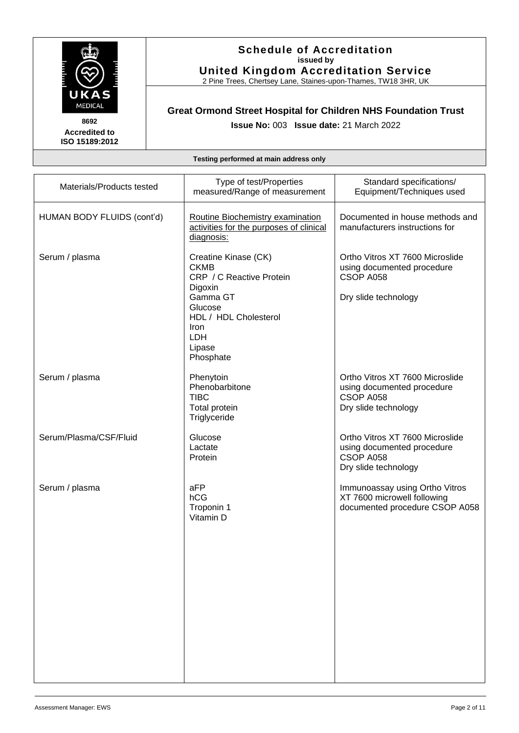**Schedule of Accreditation**
**issued by**
**United Kingdom Accreditation Service**
2 Pine Trees, Chertsey Lane, Staines-upon-Thames, TW18 3HR, UK

**8692**
**Accredited to ISO 15189:2012**

## Great Ormond Street Hospital for Children NHS Foundation Trust

**Issue No:** 003 **Issue date:** 21 March 2022

**Testing performed at main address only**

| Materials/Products tested | Type of test/Properties measured/Range of measurement | Standard specifications/ Equipment/Techniques used |
|---|---|---|
| HUMAN BODY FLUIDS (cont'd) | Routine Biochemistry examination activities for the purposes of clinical diagnosis: | Documented in house methods and manufacturers instructions for |
| Serum / plasma | Creatine Kinase (CK)<br>CKMB<br>CRP / C Reactive Protein<br>Digoxin<br>Gamma GT<br>Glucose<br>HDL / HDL Cholesterol<br>Iron<br>LDH<br>Lipase<br>Phosphate | Ortho Vitros XT 7600 Microslide using documented procedure CSOP A058<br><br>Dry slide technology |
| Serum / plasma | Phenytoin<br>Phenobarbitone<br>TIBC<br>Total protein<br>Triglyceride | Ortho Vitros XT 7600 Microslide using documented procedure CSOP A058<br>Dry slide technology |
| Serum/Plasma/CSF/Fluid | Glucose<br>Lactate<br>Protein | Ortho Vitros XT 7600 Microslide using documented procedure CSOP A058<br>Dry slide technology |
| Serum / plasma | aFP<br>hCG<br>Troponin 1<br>Vitamin D | Immunoassay using Ortho Vitros XT 7600 microwell following documented procedure CSOP A058 |

Assessment Manager: EWS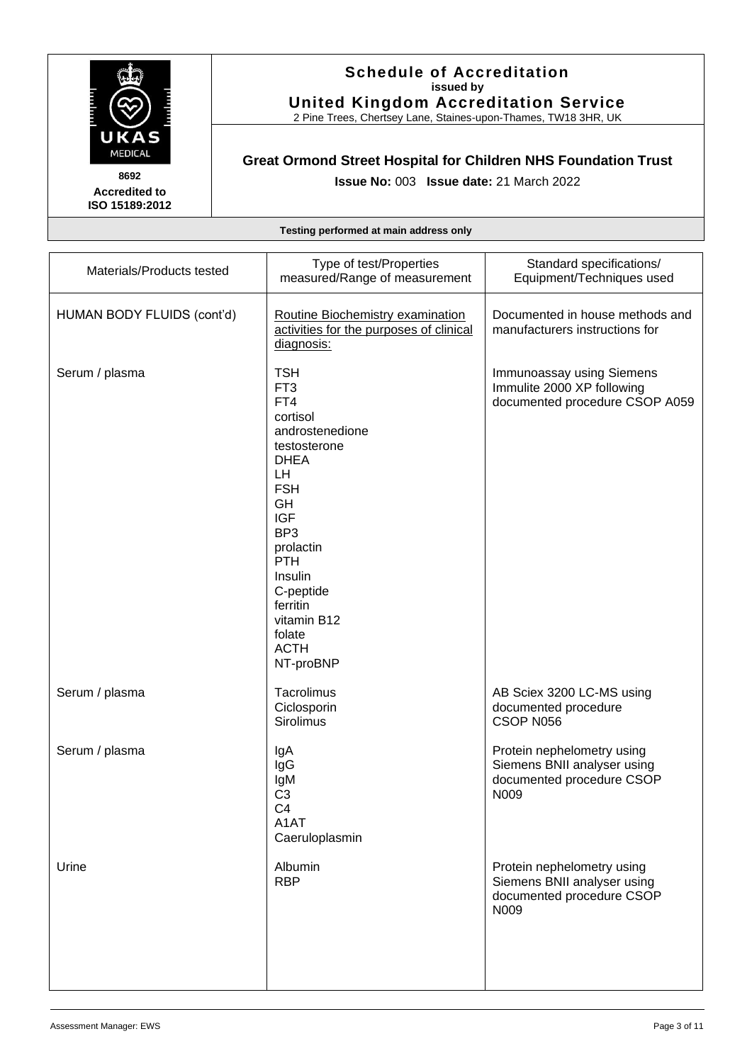**Schedule of Accreditation**
**issued by**
**United Kingdom Accreditation Service**
2 Pine Trees, Chertsey Lane, Staines-upon-Thames, TW18 3HR, UK

**8692**
**Accredited to ISO 15189:2012**

**Great Ormond Street Hospital for Children NHS Foundation Trust**

**Issue No:** 003 **Issue date:** 21 March 2022

**Testing performed at main address only**

| Materials/Products tested | Type of test/Properties measured/Range of measurement | Standard specifications/ Equipment/Techniques used |
|---|---|---|
| HUMAN BODY FLUIDS (cont'd) | <u>Routine Biochemistry examination activities for the purposes of clinical diagnosis:</u> | Documented in house methods and manufacturers instructions for |
| Serum / plasma | TSH<br>FT3<br>FT4<br>cortisol<br>androstenedione<br>testosterone<br>DHEA<br>LH<br>FSH<br>GH<br>IGF<br>BP3<br>prolactin<br>PTH<br>Insulin<br>C-peptide<br>ferritin<br>vitamin B12<br>folate<br>ACTH<br>NT-proBNP | Immunoassay using Siemens Immulite 2000 XP following documented procedure CSOP A059 |
| Serum / plasma | Tacrolimus<br>Ciclosporin<br>Sirolimus | AB Sciex 3200 LC-MS using documented procedure CSOP N056 |
| Serum / plasma | IgA<br>IgG<br>IgM<br>C3<br>C4<br>A1AT<br>Caeruloplasmin | Protein nephelometry using Siemens BNII analyser using documented procedure CSOP N009 |
| Urine | Albumin<br>RBP | Protein nephelometry using Siemens BNII analyser using documented procedure CSOP N009 |

Assessment Manager: EWS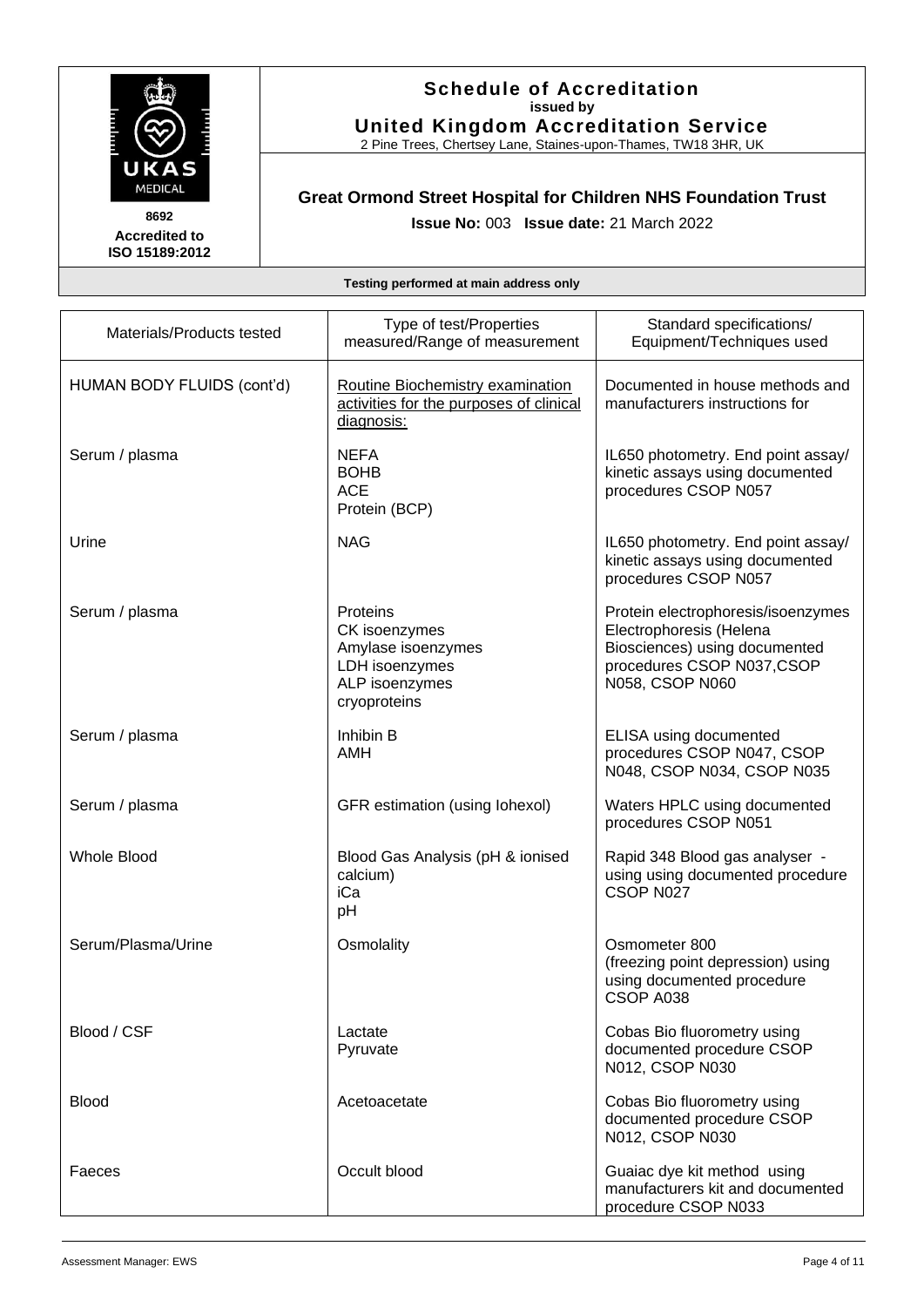**Schedule of Accreditation**
**issued by**
**United Kingdom Accreditation Service**
2 Pine Trees, Chertsey Lane, Staines-upon-Thames, TW18 3HR, UK

**8692**
**Accredited to ISO 15189:2012**

## Great Ormond Street Hospital for Children NHS Foundation Trust

**Issue No:** 003 **Issue date:** 21 March 2022

**Testing performed at main address only**

| Materials/Products tested | Type of test/Properties measured/Range of measurement | Standard specifications/ Equipment/Techniques used |
|---|---|---|
| HUMAN BODY FLUIDS (cont'd) | Routine Biochemistry examination activities for the purposes of clinical diagnosis: | Documented in house methods and manufacturers instructions for |
| Serum / plasma | NEFA<br>BOHB<br>ACE<br>Protein (BCP) | IL650 photometry. End point assay/ kinetic assays using documented procedures CSOP N057 |
| Urine | NAG | IL650 photometry. End point assay/ kinetic assays using documented procedures CSOP N057 |
| Serum / plasma | Proteins<br>CK isoenzymes<br>Amylase isoenzymes<br>LDH isoenzymes<br>ALP isoenzymes<br>cryoproteins | Protein electrophoresis/isoenzymes Electrophoresis (Helena Biosciences) using documented procedures CSOP N037,CSOP N058, CSOP N060 |
| Serum / plasma | Inhibin B<br>AMH | ELISA using documented procedures CSOP N047, CSOP N048, CSOP N034, CSOP N035 |
| Serum / plasma | GFR estimation (using Iohexol) | Waters HPLC using documented procedures CSOP N051 |
| Whole Blood | Blood Gas Analysis (pH & ionised calcium)<br>iCa<br>pH | Rapid 348 Blood gas analyser - using using documented procedure CSOP N027 |
| Serum/Plasma/Urine | Osmolality | Osmometer 800 (freezing point depression) using using documented procedure CSOP A038 |
| Blood / CSF | Lactate<br>Pyruvate | Cobas Bio fluorometry using documented procedure CSOP N012, CSOP N030 |
| Blood | Acetoacetate | Cobas Bio fluorometry using documented procedure CSOP N012, CSOP N030 |
| Faeces | Occult blood | Guaiac dye kit method using manufacturers kit and documented procedure CSOP N033 |

Assessment Manager: EWS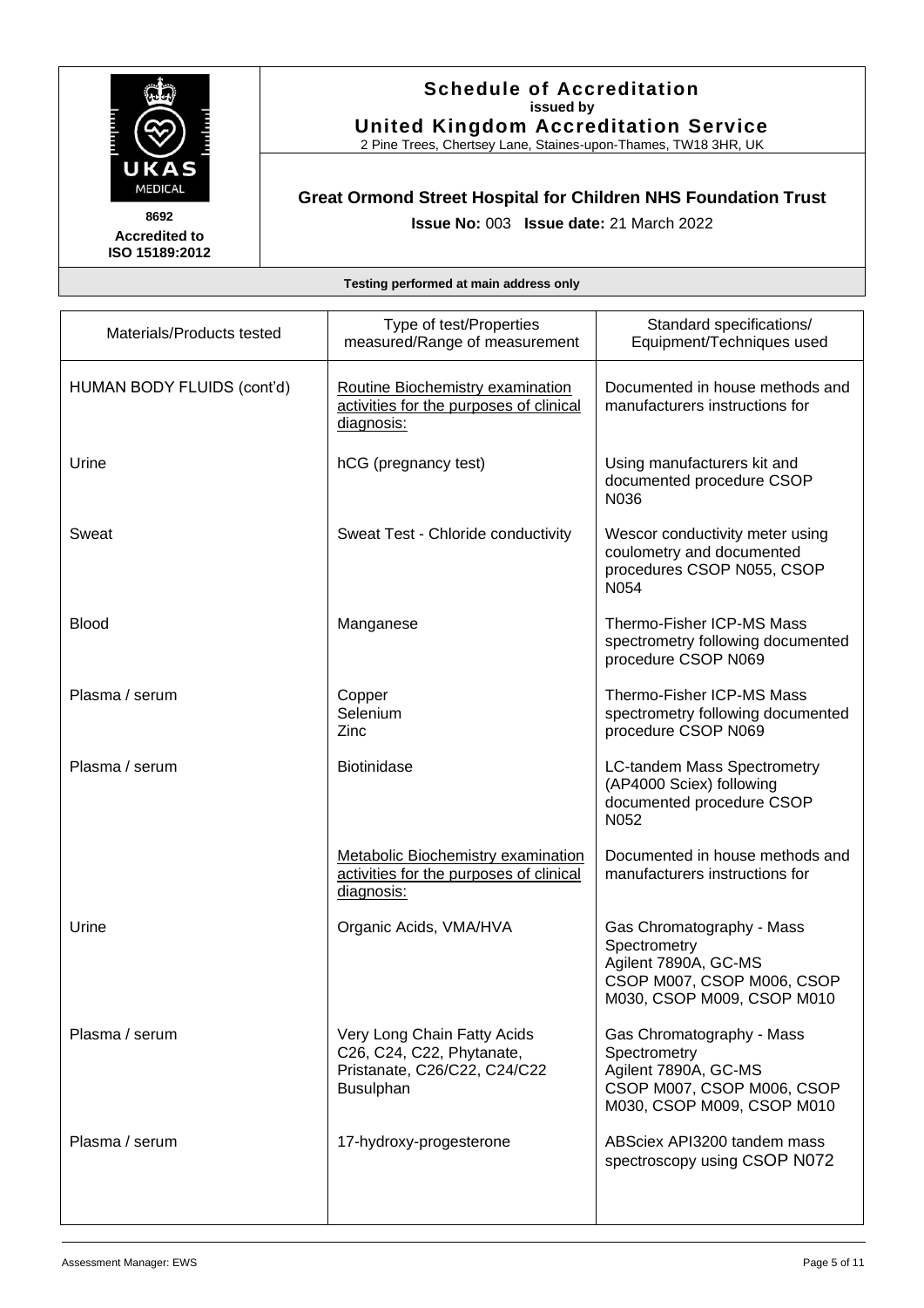**Schedule of Accreditation**
**issued by**
**United Kingdom Accreditation Service**
2 Pine Trees, Chertsey Lane, Staines-upon-Thames, TW18 3HR, UK

**8692**
**Accredited to ISO 15189:2012**

**Great Ormond Street Hospital for Children NHS Foundation Trust**

**Issue No:** 003 **Issue date:** 21 March 2022

**Testing performed at main address only**

| Materials/Products tested | Type of test/Properties measured/Range of measurement | Standard specifications/ Equipment/Techniques used |
|---|---|---|
| HUMAN BODY FLUIDS (cont'd) | Routine Biochemistry examination activities for the purposes of clinical diagnosis: | Documented in house methods and manufacturers instructions for |
| Urine | hCG (pregnancy test) | Using manufacturers kit and documented procedure CSOP N036 |
| Sweat | Sweat Test - Chloride conductivity | Wescor conductivity meter using coulometry and documented procedures CSOP N055, CSOP N054 |
| Blood | Manganese | Thermo-Fisher ICP-MS Mass spectrometry following documented procedure CSOP N069 |
| Plasma / serum | Copper<br>Selenium<br>Zinc | Thermo-Fisher ICP-MS Mass spectrometry following documented procedure CSOP N069 |
| Plasma / serum | Biotinidase | LC-tandem Mass Spectrometry (AP4000 Sciex) following documented procedure CSOP N052 |
| | Metabolic Biochemistry examination activities for the purposes of clinical diagnosis: | Documented in house methods and manufacturers instructions for |
| Urine | Organic Acids, VMA/HVA | Gas Chromatography - Mass Spectrometry<br>Agilent 7890A, GC-MS<br>CSOP M007, CSOP M006, CSOP M030, CSOP M009, CSOP M010 |
| Plasma / serum | Very Long Chain Fatty Acids<br>C26, C24, C22, Phytanate, Pristanate, C26/C22, C24/C22<br>Busulphan | Gas Chromatography - Mass Spectrometry<br>Agilent 7890A, GC-MS<br>CSOP M007, CSOP M006, CSOP M030, CSOP M009, CSOP M010 |
| Plasma / serum | 17-hydroxy-progesterone | ABSciex API3200 tandem mass spectroscopy using CSOP N072 |

Assessment Manager: EWS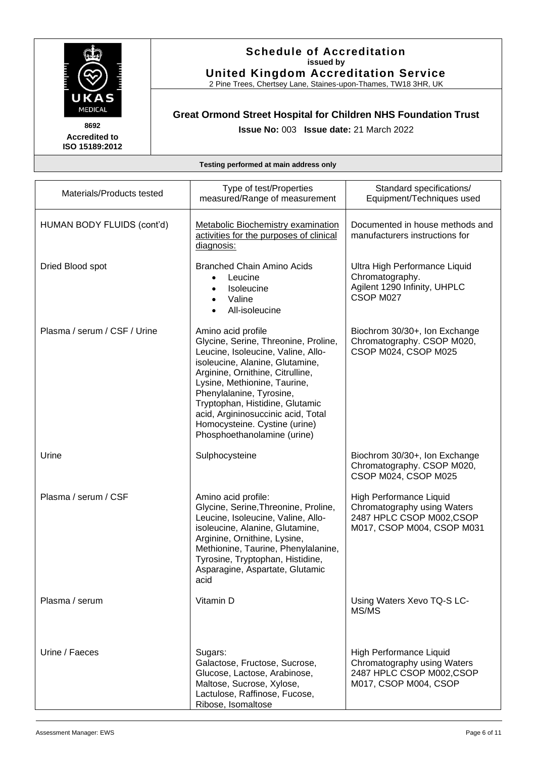**Schedule of Accreditation**
**issued by**
**United Kingdom Accreditation Service**
2 Pine Trees, Chertsey Lane, Staines-upon-Thames, TW18 3HR, UK

8692
**Accredited to ISO 15189:2012**

## Great Ormond Street Hospital for Children NHS Foundation Trust

**Issue No:** 003 **Issue date:** 21 March 2022

**Testing performed at main address only**

| Materials/Products tested | Type of test/Properties measured/Range of measurement | Standard specifications/ Equipment/Techniques used |
|---|---|---|
| HUMAN BODY FLUIDS (cont'd) | <u>Metabolic Biochemistry examination activities for the purposes of clinical diagnosis:</u> | Documented in house methods and manufacturers instructions for |
| Dried Blood spot | Branched Chain Amino Acids<br>• Leucine<br>• Isoleucine<br>• Valine<br>• All-isoleucine | Ultra High Performance Liquid Chromatography.<br>Agilent 1290 Infinity, UHPLC<br>CSOP M027 |
| Plasma / serum / CSF / Urine | Amino acid profile<br>Glycine, Serine, Threonine, Proline, Leucine, Isoleucine, Valine, Allo-isoleucine, Alanine, Glutamine, Arginine, Ornithine, Citrulline, Lysine, Methionine, Taurine, Phenylalanine, Tyrosine, Tryptophan, Histidine, Glutamic acid, Argininosuccinic acid, Total Homocysteine. Cystine (urine) Phosphoethanolamine (urine) | Biochrom 30/30+, Ion Exchange Chromatography. CSOP M020, CSOP M024, CSOP M025 |
| Urine | Sulphocysteine | Biochrom 30/30+, Ion Exchange Chromatography. CSOP M020, CSOP M024, CSOP M025 |
| Plasma / serum / CSF | Amino acid profile:<br>Glycine, Serine,Threonine, Proline, Leucine, Isoleucine, Valine, Allo-isoleucine, Alanine, Glutamine, Arginine, Ornithine, Lysine, Methionine, Taurine, Phenylalanine, Tyrosine, Tryptophan, Histidine, Asparagine, Aspartate, Glutamic acid | High Performance Liquid Chromatography using Waters 2487 HPLC CSOP M002,CSOP M017, CSOP M004, CSOP M031 |
| Plasma / serum | Vitamin D | Using Waters Xevo TQ-S LC-MS/MS |
| Urine / Faeces | Sugars:<br>Galactose, Fructose, Sucrose, Glucose, Lactose, Arabinose, Maltose, Sucrose, Xylose, Lactulose, Raffinose, Fucose, Ribose, Isomaltose | High Performance Liquid Chromatography using Waters 2487 HPLC CSOP M002,CSOP M017, CSOP M004, CSOP |

Assessment Manager: EWS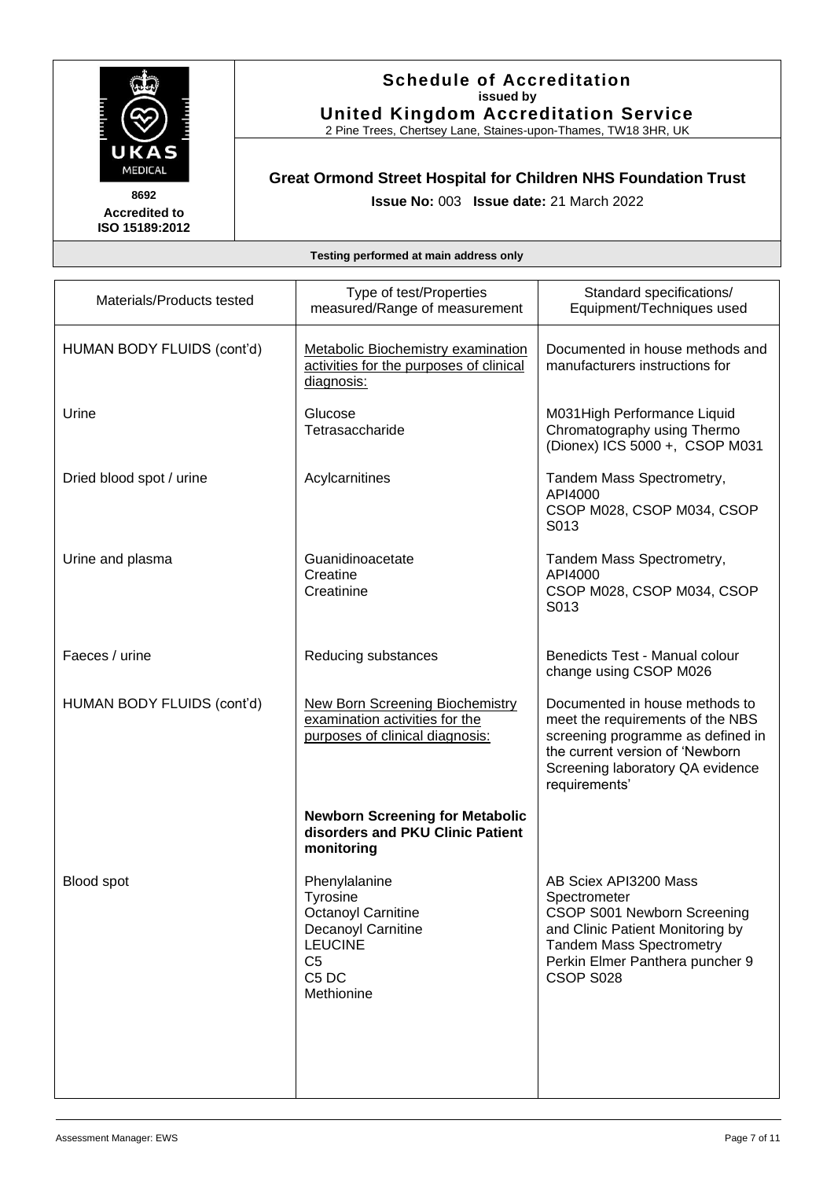**Schedule of Accreditation**
**issued by**
**United Kingdom Accreditation Service**
2 Pine Trees, Chertsey Lane, Staines-upon-Thames, TW18 3HR, UK

**8692**
**Accredited to ISO 15189:2012**

**Great Ormond Street Hospital for Children NHS Foundation Trust**

**Issue No:** 003 **Issue date:** 21 March 2022

**Testing performed at main address only**

| Materials/Products tested | Type of test/Properties measured/Range of measurement | Standard specifications/ Equipment/Techniques used |
|---|---|---|
| HUMAN BODY FLUIDS (cont'd) | Metabolic Biochemistry examination activities for the purposes of clinical diagnosis: | Documented in house methods and manufacturers instructions for |
| Urine | Glucose<br>Tetrasaccharide | M031High Performance Liquid Chromatography using Thermo (Dionex) ICS 5000 +, CSOP M031 |
| Dried blood spot / urine | Acylcarnitines | Tandem Mass Spectrometry, API4000<br>CSOP M028, CSOP M034, CSOP S013 |
| Urine and plasma | Guanidinoacetate<br>Creatine<br>Creatinine | Tandem Mass Spectrometry, API4000<br>CSOP M028, CSOP M034, CSOP S013 |
| Faeces / urine | Reducing substances | Benedicts Test - Manual colour change using CSOP M026 |
| HUMAN BODY FLUIDS (cont'd) | New Born Screening Biochemistry examination activities for the purposes of clinical diagnosis: | Documented in house methods to meet the requirements of the NBS screening programme as defined in the current version of 'Newborn Screening laboratory QA evidence requirements' |
| | **Newborn Screening for Metabolic disorders and PKU Clinic Patient monitoring** | |
| Blood spot | Phenylalanine<br>Tyrosine<br>Octanoyl Carnitine<br>Decanoyl Carnitine<br>LEUCINE<br>C5<br>C5 DC<br>Methionine | AB Sciex API3200 Mass Spectrometer<br>CSOP S001 Newborn Screening and Clinic Patient Monitoring by Tandem Mass Spectrometry<br>Perkin Elmer Panthera puncher 9 CSOP S028 |

Assessment Manager: EWS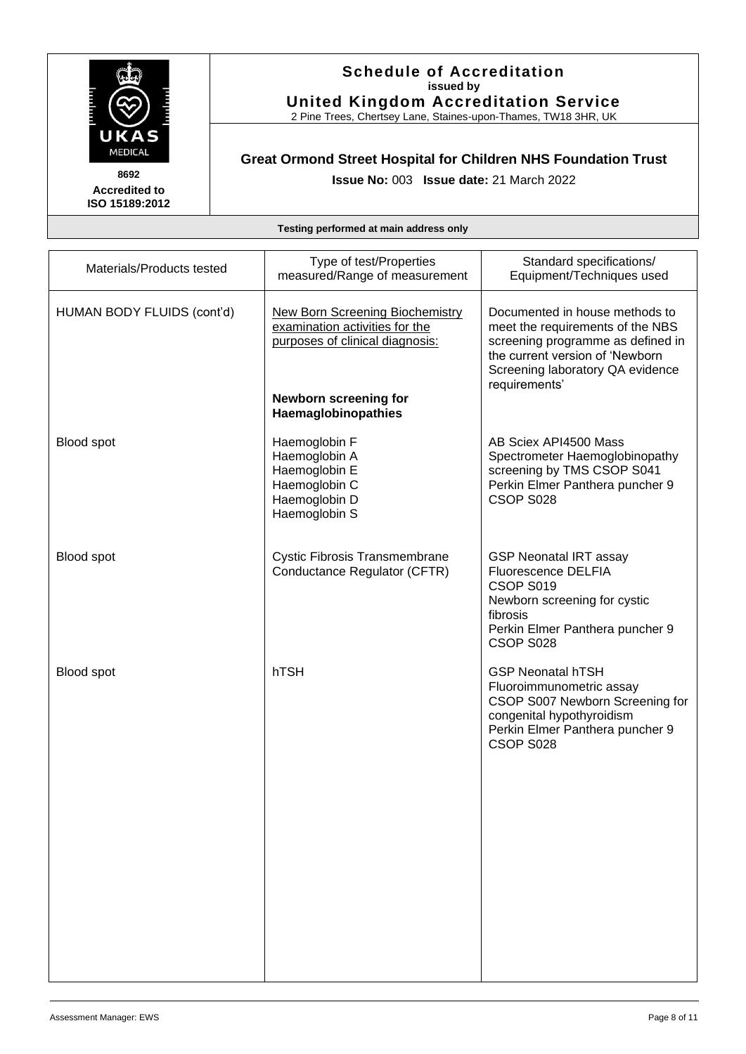**Schedule of Accreditation**
**issued by**
**United Kingdom Accreditation Service**
2 Pine Trees, Chertsey Lane, Staines-upon-Thames, TW18 3HR, UK

**8692**
**Accredited to ISO 15189:2012**

**Great Ormond Street Hospital for Children NHS Foundation Trust**

**Issue No:** 003 **Issue date:** 21 March 2022

**Testing performed at main address only**

| Materials/Products tested | Type of test/Properties measured/Range of measurement | Standard specifications/ Equipment/Techniques used |
|---|---|---|
| HUMAN BODY FLUIDS (cont'd) | New Born Screening Biochemistry examination activities for the purposes of clinical diagnosis:<br><br>**Newborn screening for Haemaglobinopathies** | Documented in house methods to meet the requirements of the NBS screening programme as defined in the current version of 'Newborn Screening laboratory QA evidence requirements' |
| Blood spot | Haemoglobin F<br>Haemoglobin A<br>Haemoglobin E<br>Haemoglobin C<br>Haemoglobin D<br>Haemoglobin S | AB Sciex API4500 Mass Spectrometer Haemoglobinopathy screening by TMS CSOP S041<br>Perkin Elmer Panthera puncher 9 CSOP S028 |
| Blood spot | Cystic Fibrosis Transmembrane Conductance Regulator (CFTR) | GSP Neonatal IRT assay<br>Fluorescence DELFIA<br>CSOP S019<br>Newborn screening for cystic fibrosis<br>Perkin Elmer Panthera puncher 9 CSOP S028 |
| Blood spot | hTSH | GSP Neonatal hTSH Fluoroimmunometric assay<br>CSOP S007 Newborn Screening for congenital hypothyroidism<br>Perkin Elmer Panthera puncher 9 CSOP S028 |

Assessment Manager: EWS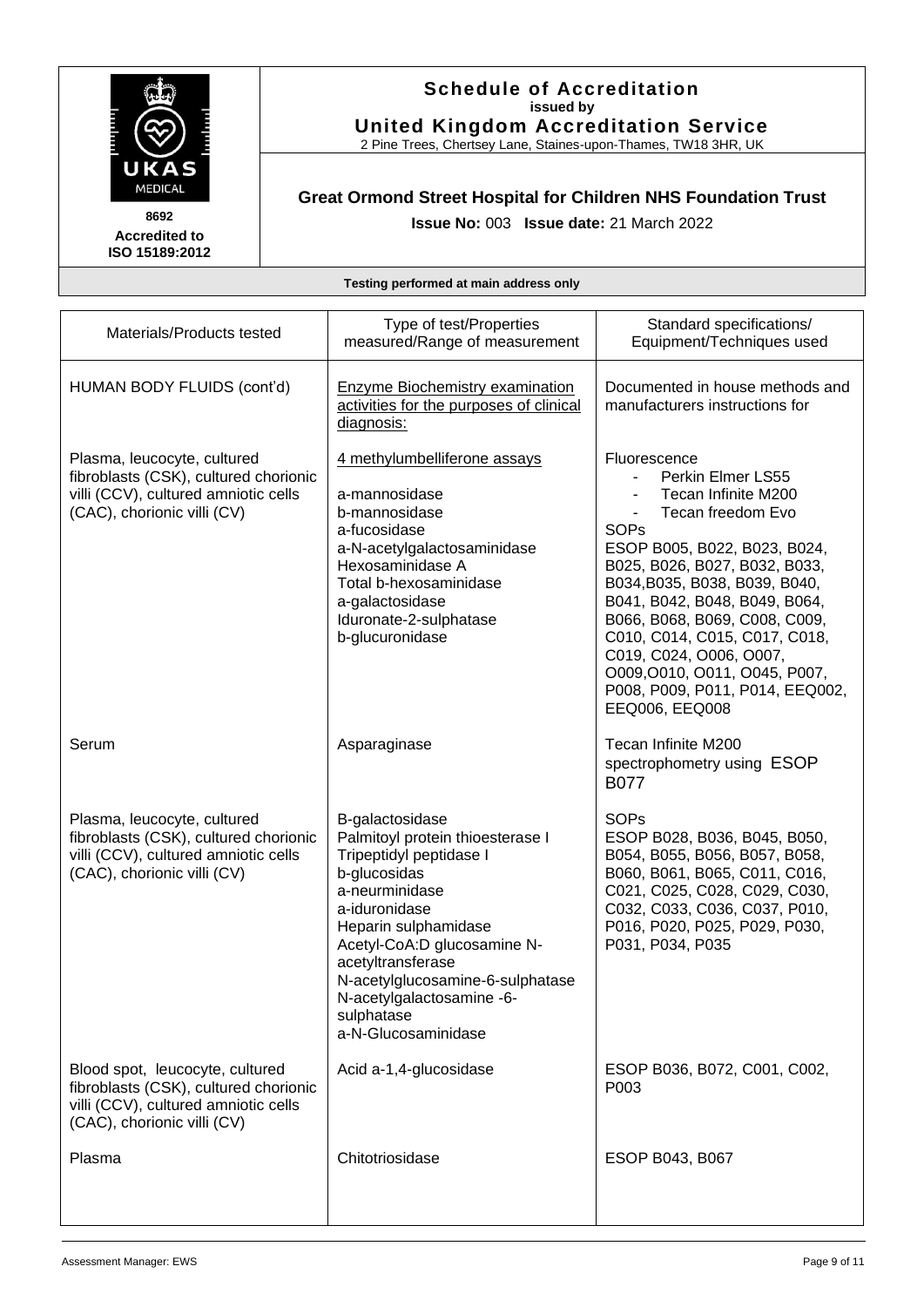# Schedule of Accreditation

**issued by**

**United Kingdom Accreditation Service**

2 Pine Trees, Chertsey Lane, Staines-upon-Thames, TW18 3HR, UK

UKAS MEDICAL

8692

Accredited to ISO 15189:2012

## Great Ormond Street Hospital for Children NHS Foundation Trust

**Issue No:** 003 **Issue date:** 21 March 2022

**Testing performed at main address only**

| Materials/Products tested | Type of test/Properties measured/Range of measurement | Standard specifications/ Equipment/Techniques used |
|---|---|---|
| HUMAN BODY FLUIDS (cont'd) | Enzyme Biochemistry examination activities for the purposes of clinical diagnosis: | Documented in house methods and manufacturers instructions for |
| Plasma, leucocyte, cultured fibroblasts (CSK), cultured chorionic villi (CCV), cultured amniotic cells (CAC), chorionic villi (CV) | 4 methylumbelliferone assays<br><br>a-mannosidase<br>b-mannosidase<br>a-fucosidase<br>a-N-acetylgalactosaminidase<br>Hexosaminidase A<br>Total b-hexosaminidase<br>a-galactosidase<br>Iduronate-2-sulphatase<br>b-glucuronidase | Fluorescence<br>- Perkin Elmer LS55<br>- Tecan Infinite M200<br>- Tecan freedom Evo<br>SOPs<br>ESOP B005, B022, B023, B024, B025, B026, B027, B032, B033, B034,B035, B038, B039, B040, B041, B042, B048, B049, B064, B066, B068, B069, C008, C009, C010, C014, C015, C017, C018, C019, C024, O006, O007, O009,O010, O011, O045, P007, P008, P009, P011, P014, EEQ002, EEQ006, EEQ008 |
| Serum | Asparaginase | Tecan Infinite M200 spectrophometry using ESOP B077 |
| Plasma, leucocyte, cultured fibroblasts (CSK), cultured chorionic villi (CCV), cultured amniotic cells (CAC), chorionic villi (CV) | B-galactosidase<br>Palmitoyl protein thioesterase I<br>Tripeptidyl peptidase I<br>b-glucosidas<br>a-neurminidase<br>a-iduronidase<br>Heparin sulphamidase<br>Acetyl-CoA:D glucosamine N-acetyltransferase<br>N-acetylglucosamine-6-sulphatase<br>N-acetylgalactosamine -6-sulphatase<br>a-N-Glucosaminidase | SOPs<br>ESOP B028, B036, B045, B050, B054, B055, B056, B057, B058, B060, B061, B065, C011, C016, C021, C025, C028, C029, C030, C032, C033, C036, C037, P010, P016, P020, P025, P029, P030, P031, P034, P035 |
| Blood spot, leucocyte, cultured fibroblasts (CSK), cultured chorionic villi (CCV), cultured amniotic cells (CAC), chorionic villi (CV) | Acid a-1,4-glucosidase | ESOP B036, B072, C001, C002, P003 |
| Plasma | Chitotriosidase | ESOP B043, B067 |

Assessment Manager: EWS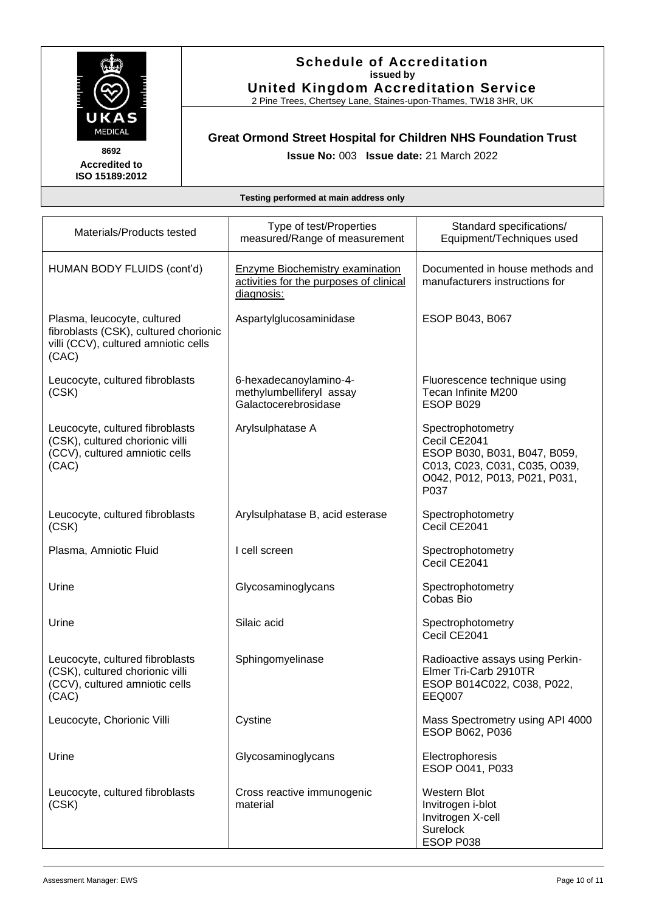**Schedule of Accreditation**
**issued by**
**United Kingdom Accreditation Service**
2 Pine Trees, Chertsey Lane, Staines-upon-Thames, TW18 3HR, UK

**8692**
**Accredited to ISO 15189:2012**

**Great Ormond Street Hospital for Children NHS Foundation Trust**

**Issue No:** 003 **Issue date:** 21 March 2022

**Testing performed at main address only**

| Materials/Products tested | Type of test/Properties measured/Range of measurement | Standard specifications/ Equipment/Techniques used |
|---|---|---|
| HUMAN BODY FLUIDS (cont'd) | Enzyme Biochemistry examination activities for the purposes of clinical diagnosis: | Documented in house methods and manufacturers instructions for |
| Plasma, leucocyte, cultured fibroblasts (CSK), cultured chorionic villi (CCV), cultured amniotic cells (CAC) | Aspartylglucosaminidase | ESOP B043, B067 |
| Leucocyte, cultured fibroblasts (CSK) | 6-hexadecanoylamino-4-methylumbelliferyl assay Galactocerebrosidase | Fluorescence technique using Tecan Infinite M200 ESOP B029 |
| Leucocyte, cultured fibroblasts (CSK), cultured chorionic villi (CCV), cultured amniotic cells (CAC) | Arylsulphatase A | Spectrophotometry Cecil CE2041 ESOP B030, B031, B047, B059, C013, C023, C031, C035, O039, O042, P012, P013, P021, P031, P037 |
| Leucocyte, cultured fibroblasts (CSK) | Arylsulphatase B, acid esterase | Spectrophotometry Cecil CE2041 |
| Plasma, Amniotic Fluid | I cell screen | Spectrophotometry Cecil CE2041 |
| Urine | Glycosaminoglycans | Spectrophotometry Cobas Bio |
| Urine | Silaic acid | Spectrophotometry Cecil CE2041 |
| Leucocyte, cultured fibroblasts (CSK), cultured chorionic villi (CCV), cultured amniotic cells (CAC) | Sphingomyelinase | Radioactive assays using Perkin-Elmer Tri-Carb 2910TR ESOP B014C022, C038, P022, EEQ007 |
| Leucocyte, Chorionic Villi | Cystine | Mass Spectrometry using API 4000 ESOP B062, P036 |
| Urine | Glycosaminoglycans | Electrophoresis ESOP O041, P033 |
| Leucocyte, cultured fibroblasts (CSK) | Cross reactive immunogenic material | Western Blot Invitrogen i-blot Invitrogen X-cell Surelock ESOP P038 |

Assessment Manager: EWS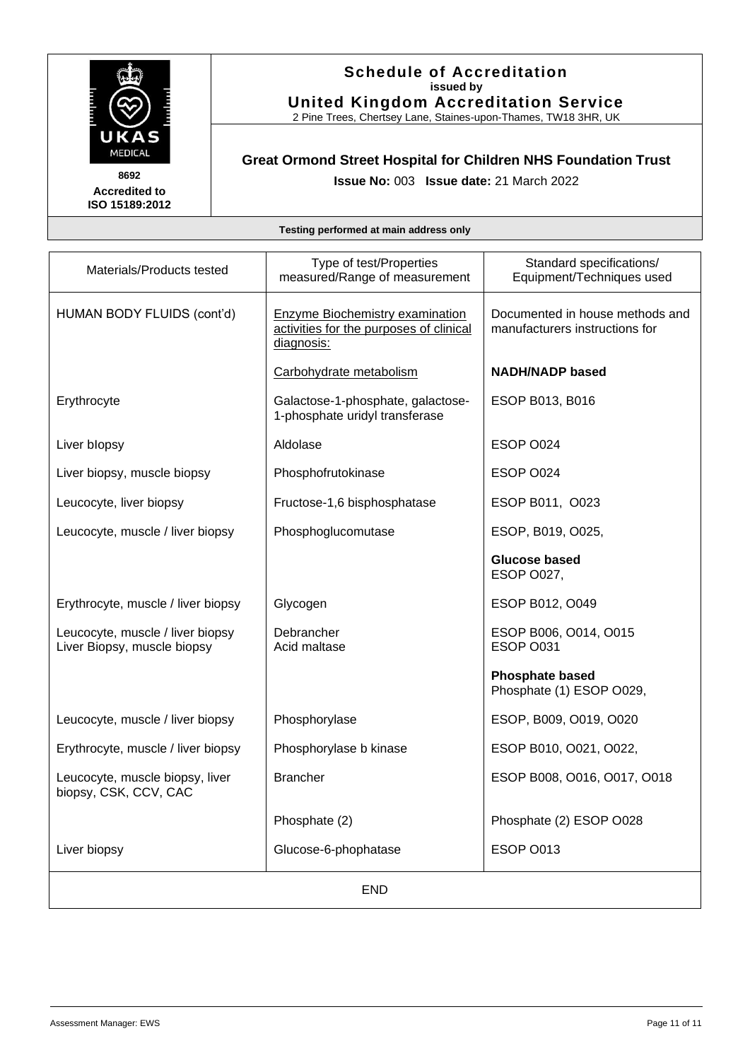# Schedule of Accreditation
issued by
**United Kingdom Accreditation Service**
2 Pine Trees, Chertsey Lane, Staines-upon-Thames, TW18 3HR, UK

8692
**Accredited to ISO 15189:2012**

## Great Ormond Street Hospital for Children NHS Foundation Trust

**Issue No:** 003 **Issue date:** 21 March 2022

**Testing performed at main address only**

| Materials/Products tested | Type of test/Properties measured/Range of measurement | Standard specifications/ Equipment/Techniques used |
|---|---|---|
| HUMAN BODY FLUIDS (cont'd) | Enzyme Biochemistry examination activities for the purposes of clinical diagnosis: | Documented in house methods and manufacturers instructions for |
| | Carbohydrate metabolism | **NADH/NADP based** |
| Erythrocyte | Galactose-1-phosphate, galactose-1-phosphate uridyl transferase | ESOP B013, B016 |
| Liver bIopsy | Aldolase | ESOP O024 |
| Liver biopsy, muscle biopsy | Phosphofrutokinase | ESOP O024 |
| Leucocyte, liver biopsy | Fructose-1,6 bisphosphatase | ESOP B011, O023 |
| Leucocyte, muscle / liver biopsy | Phosphoglucomutase | ESOP, B019, O025, |
| | | **Glucose based** ESOP O027, |
| Erythrocyte, muscle / liver biopsy | Glycogen | ESOP B012, O049 |
| Leucocyte, muscle / liver biopsy Liver Biopsy, muscle biopsy | Debrancher Acid maltase | ESOP B006, O014, O015 ESOP O031 |
| | | **Phosphate based** Phosphate (1) ESOP O029, |
| Leucocyte, muscle / liver biopsy | Phosphorylase | ESOP, B009, O019, O020 |
| Erythrocyte, muscle / liver biopsy | Phosphorylase b kinase | ESOP B010, O021, O022, |
| Leucocyte, muscle biopsy, liver biopsy, CSK, CCV, CAC | Brancher | ESOP B008, O016, O017, O018 |
| | Phosphate (2) | Phosphate (2) ESOP O028 |
| Liver biopsy | Glucose-6-phophatase | ESOP O013 |

END

Assessment Manager: EWS